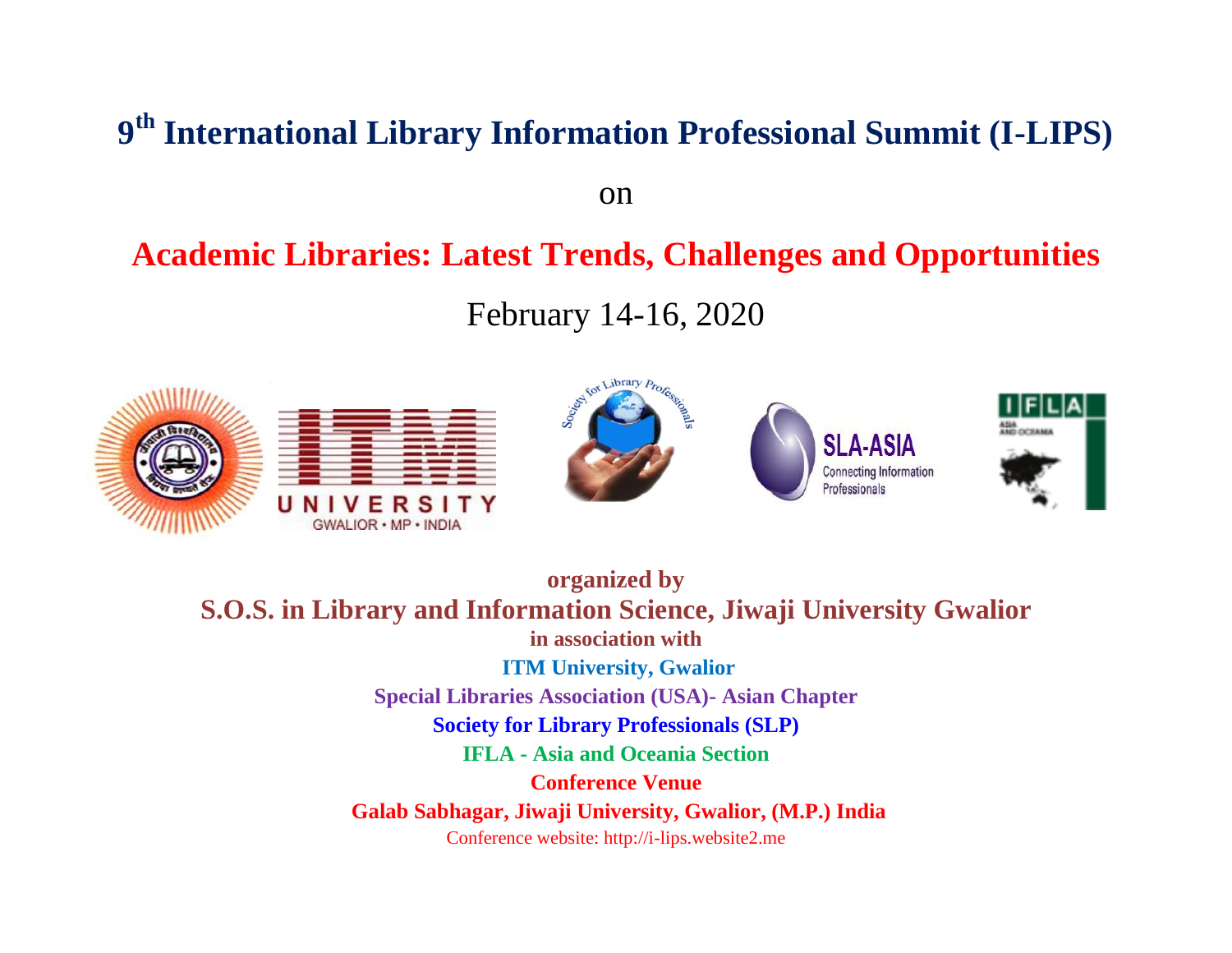# 9th International Library Information Professional Summit (I-LIPS)

on

## Academic Libraries: Latest Trends, Challenges and Opportunities

February 14-16, 2020

**organized by**

**S.O.S. in Library and Information Science, Jiwaji University Gwalior**

**in association with**

**ITM University, Gwalior**

**Special Libraries Association (USA)- Asian Chapter**

**Society for Library Professionals (SLP)**

**IFLA - Asia and Oceania Section**

**Conference Venue**

**Galab Sabhagar, Jiwaji University, Gwalior, (M.P.) India**

Conference website: http://i-lips.website2.me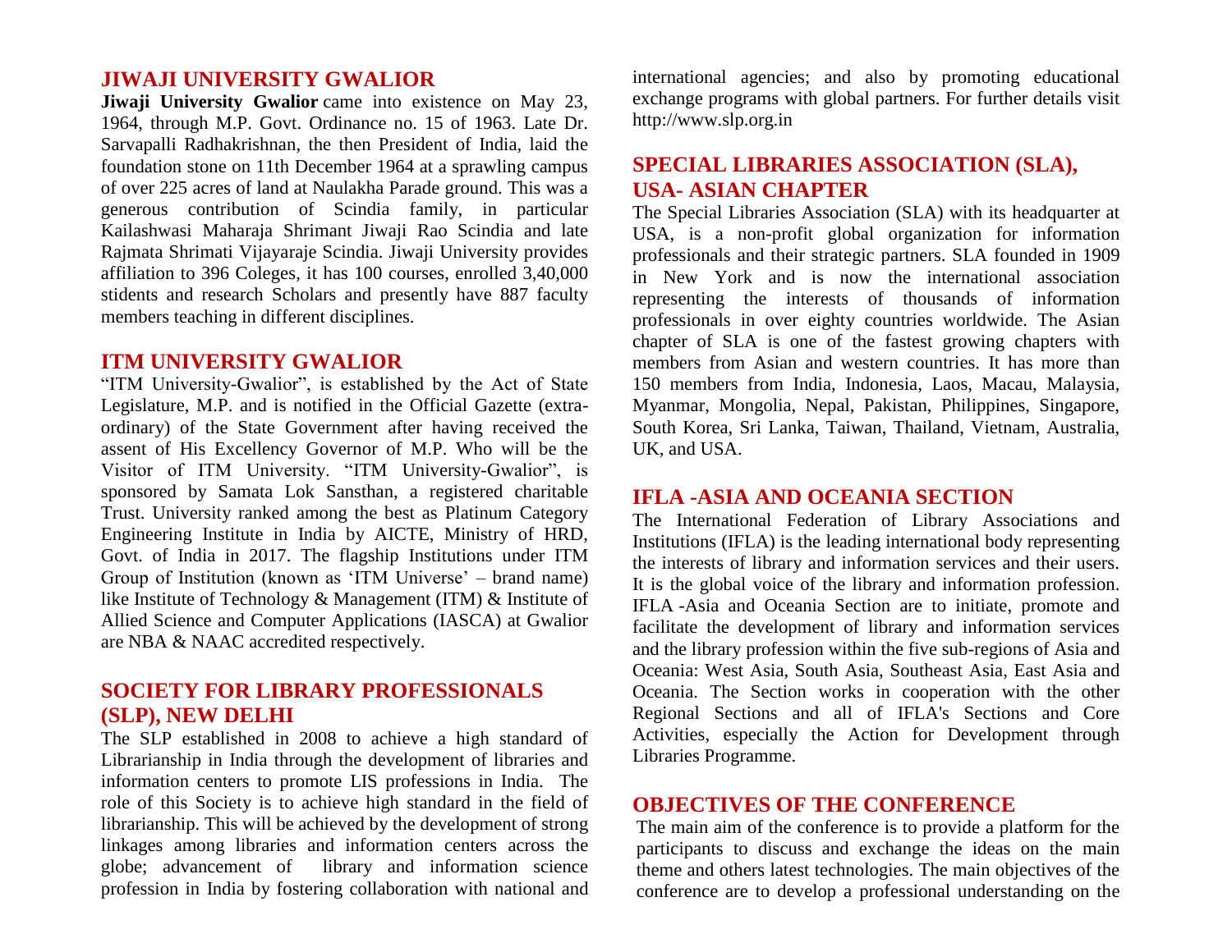## JIWAJI UNIVERSITY GWALIOR

**Jiwaji University Gwalior** came into existence on May 23, 1964, through M.P. Govt. Ordinance no. 15 of 1963. Late Dr. Sarvapalli Radhakrishnan, the then President of India, laid the foundation stone on 11th December 1964 at a sprawling campus of over 225 acres of land at Naulakha Parade ground. This was a generous contribution of Scindia family, in particular Kailashwasi Maharaja Shrimant Jiwaji Rao Scindia and late Rajmata Shrimati Vijayaraje Scindia. Jiwaji University provides affiliation to 396 Coleges, it has 100 courses, enrolled 3,40,000 stidents and research Scholars and presently have 887 faculty members teaching in different disciplines.

## ITM UNIVERSITY GWALIOR

"ITM University-Gwalior", is established by the Act of State Legislature, M.P. and is notified in the Official Gazette (extra-ordinary) of the State Government after having received the assent of His Excellency Governor of M.P. Who will be the Visitor of ITM University. "ITM University-Gwalior", is sponsored by Samata Lok Sansthan, a registered charitable Trust. University ranked among the best as Platinum Category Engineering Institute in India by AICTE, Ministry of HRD, Govt. of India in 2017. The flagship Institutions under ITM Group of Institution (known as 'ITM Universe' – brand name) like Institute of Technology & Management (ITM) & Institute of Allied Science and Computer Applications (IASCA) at Gwalior are NBA & NAAC accredited respectively.

## SOCIETY FOR LIBRARY PROFESSIONALS (SLP), NEW DELHI

The SLP established in 2008 to achieve a high standard of Librarianship in India through the development of libraries and information centers to promote LIS professions in India. The role of this Society is to achieve high standard in the field of librarianship. This will be achieved by the development of strong linkages among libraries and information centers across the globe; advancement of library and information science profession in India by fostering collaboration with national and international agencies; and also by promoting educational exchange programs with global partners. For further details visit http://www.slp.org.in

## SPECIAL LIBRARIES ASSOCIATION (SLA), USA- ASIAN CHAPTER

The Special Libraries Association (SLA) with its headquarter at USA, is a non-profit global organization for information professionals and their strategic partners. SLA founded in 1909 in New York and is now the international association representing the interests of thousands of information professionals in over eighty countries worldwide. The Asian chapter of SLA is one of the fastest growing chapters with members from Asian and western countries. It has more than 150 members from India, Indonesia, Laos, Macau, Malaysia, Myanmar, Mongolia, Nepal, Pakistan, Philippines, Singapore, South Korea, Sri Lanka, Taiwan, Thailand, Vietnam, Australia, UK, and USA.

## IFLA -ASIA AND OCEANIA SECTION

The International Federation of Library Associations and Institutions (IFLA) is the leading international body representing the interests of library and information services and their users. It is the global voice of the library and information profession. IFLA -Asia and Oceania Section are to initiate, promote and facilitate the development of library and information services and the library profession within the five sub-regions of Asia and Oceania: West Asia, South Asia, Southeast Asia, East Asia and Oceania. The Section works in cooperation with the other Regional Sections and all of IFLA's Sections and Core Activities, especially the Action for Development through Libraries Programme.

## OBJECTIVES OF THE CONFERENCE

The main aim of the conference is to provide a platform for the participants to discuss and exchange the ideas on the main theme and others latest technologies. The main objectives of the conference are to develop a professional understanding on the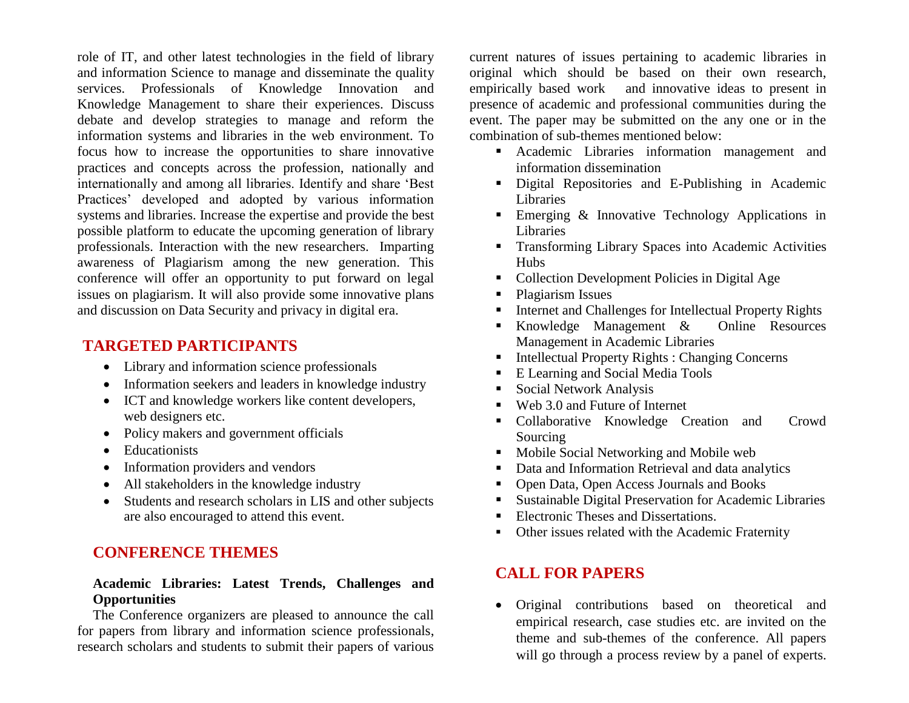role of IT, and other latest technologies in the field of library and information Science to manage and disseminate the quality services. Professionals of Knowledge Innovation and Knowledge Management to share their experiences. Discuss debate and develop strategies to manage and reform the information systems and libraries in the web environment. To focus how to increase the opportunities to share innovative practices and concepts across the profession, nationally and internationally and among all libraries. Identify and share 'Best Practices' developed and adopted by various information systems and libraries. Increase the expertise and provide the best possible platform to educate the upcoming generation of library professionals. Interaction with the new researchers. Imparting awareness of Plagiarism among the new generation. This conference will offer an opportunity to put forward on legal issues on plagiarism. It will also provide some innovative plans and discussion on Data Security and privacy in digital era.

## TARGETED PARTICIPANTS

- Library and information science professionals
- Information seekers and leaders in knowledge industry
- ICT and knowledge workers like content developers, web designers etc.
- Policy makers and government officials
- Educationists
- Information providers and vendors
- All stakeholders in the knowledge industry
- Students and research scholars in LIS and other subjects are also encouraged to attend this event.

## CONFERENCE THEMES

**Academic Libraries: Latest Trends, Challenges and Opportunities**

The Conference organizers are pleased to announce the call for papers from library and information science professionals, research scholars and students to submit their papers of various current natures of issues pertaining to academic libraries in original which should be based on their own research, empirically based work and innovative ideas to present in presence of academic and professional communities during the event. The paper may be submitted on the any one or in the combination of sub-themes mentioned below:

- Academic Libraries information management and information dissemination
- Digital Repositories and E-Publishing in Academic Libraries
- Emerging & Innovative Technology Applications in Libraries
- Transforming Library Spaces into Academic Activities Hubs
- Collection Development Policies in Digital Age
- Plagiarism Issues
- Internet and Challenges for Intellectual Property Rights
- Knowledge Management & Online Resources Management in Academic Libraries
- Intellectual Property Rights : Changing Concerns
- E Learning and Social Media Tools
- Social Network Analysis
- Web 3.0 and Future of Internet
- Collaborative Knowledge Creation and Crowd Sourcing
- Mobile Social Networking and Mobile web
- Data and Information Retrieval and data analytics
- Open Data, Open Access Journals and Books
- Sustainable Digital Preservation for Academic Libraries
- Electronic Theses and Dissertations.
- Other issues related with the Academic Fraternity

## CALL FOR PAPERS

- Original contributions based on theoretical and empirical research, case studies etc. are invited on the theme and sub-themes of the conference. All papers will go through a process review by a panel of experts.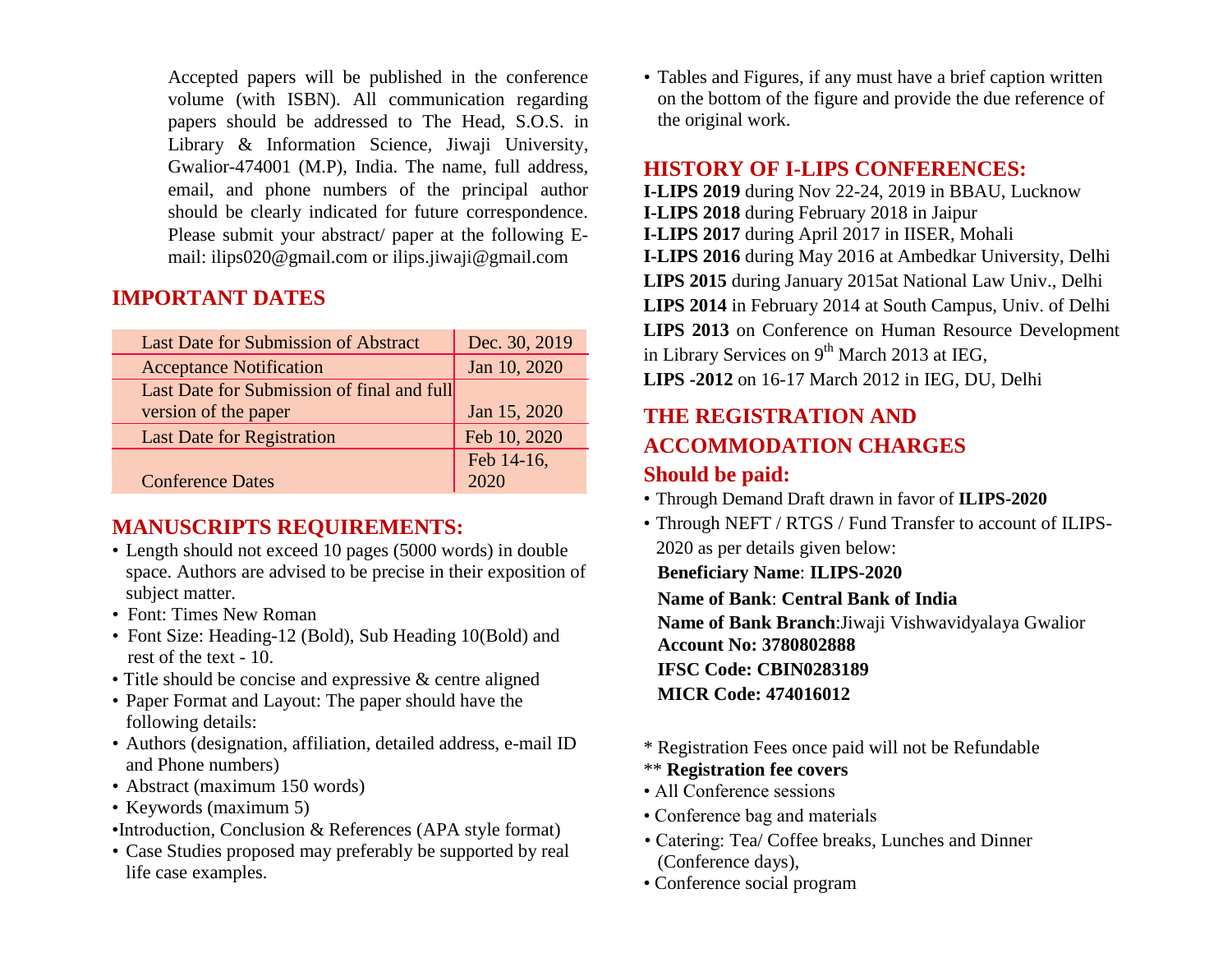Accepted papers will be published in the conference volume (with ISBN). All communication regarding papers should be addressed to The Head, S.O.S. in Library & Information Science, Jiwaji University, Gwalior-474001 (M.P), India. The name, full address, email, and phone numbers of the principal author should be clearly indicated for future correspondence. Please submit your abstract/ paper at the following E-mail: ilips020@gmail.com or ilips.jiwaji@gmail.com

## IMPORTANT DATES

| | |
|---|---|
| Last Date for Submission of Abstract | Dec. 30, 2019 |
| Acceptance Notification | Jan 10, 2020 |
| Last Date for Submission of final and full version of the paper | Jan 15, 2020 |
| Last Date for Registration | Feb 10, 2020 |
| Conference Dates | Feb 14-16, 2020 |

## MANUSCRIPTS REQUIREMENTS:

- Length should not exceed 10 pages (5000 words) in double space. Authors are advised to be precise in their exposition of subject matter.
- Font: Times New Roman
- Font Size: Heading-12 (Bold), Sub Heading 10(Bold) and rest of the text - 10.
- Title should be concise and expressive & centre aligned
- Paper Format and Layout: The paper should have the following details:
- Authors (designation, affiliation, detailed address, e-mail ID and Phone numbers)
- Abstract (maximum 150 words)
- Keywords (maximum 5)
- Introduction, Conclusion & References (APA style format)
- Case Studies proposed may preferably be supported by real life case examples.
- Tables and Figures, if any must have a brief caption written on the bottom of the figure and provide the due reference of the original work.

## HISTORY OF I-LIPS CONFERENCES:

**I-LIPS 2019** during Nov 22-24, 2019 in BBAU, Lucknow
**I-LIPS 2018** during February 2018 in Jaipur
**I-LIPS 2017** during April 2017 in IISER, Mohali
**I-LIPS 2016** during May 2016 at Ambedkar University, Delhi
**LIPS 2015** during January 2015at National Law Univ., Delhi
**LIPS 2014** in February 2014 at South Campus, Univ. of Delhi
**LIPS 2013** on Conference on Human Resource Development in Library Services on 9th March 2013 at IEG,
**LIPS -2012** on 16-17 March 2012 in IEG, DU, Delhi

## THE REGISTRATION AND ACCOMMODATION CHARGES

### Should be paid:

- Through Demand Draft drawn in favor of **ILIPS-2020**
- Through NEFT / RTGS / Fund Transfer to account of ILIPS-2020 as per details given below:

  **Beneficiary Name**: **ILIPS-2020**
  **Name of Bank**: **Central Bank of India**
  **Name of Bank Branch**:Jiwaji Vishwavidyalaya Gwalior
  **Account No: 3780802888**
  **IFSC Code: CBIN0283189**
  **MICR Code: 474016012**

\* Registration Fees once paid will not be Refundable

** **Registration fee covers**

- All Conference sessions
- Conference bag and materials
- Catering: Tea/ Coffee breaks, Lunches and Dinner (Conference days),
- Conference social program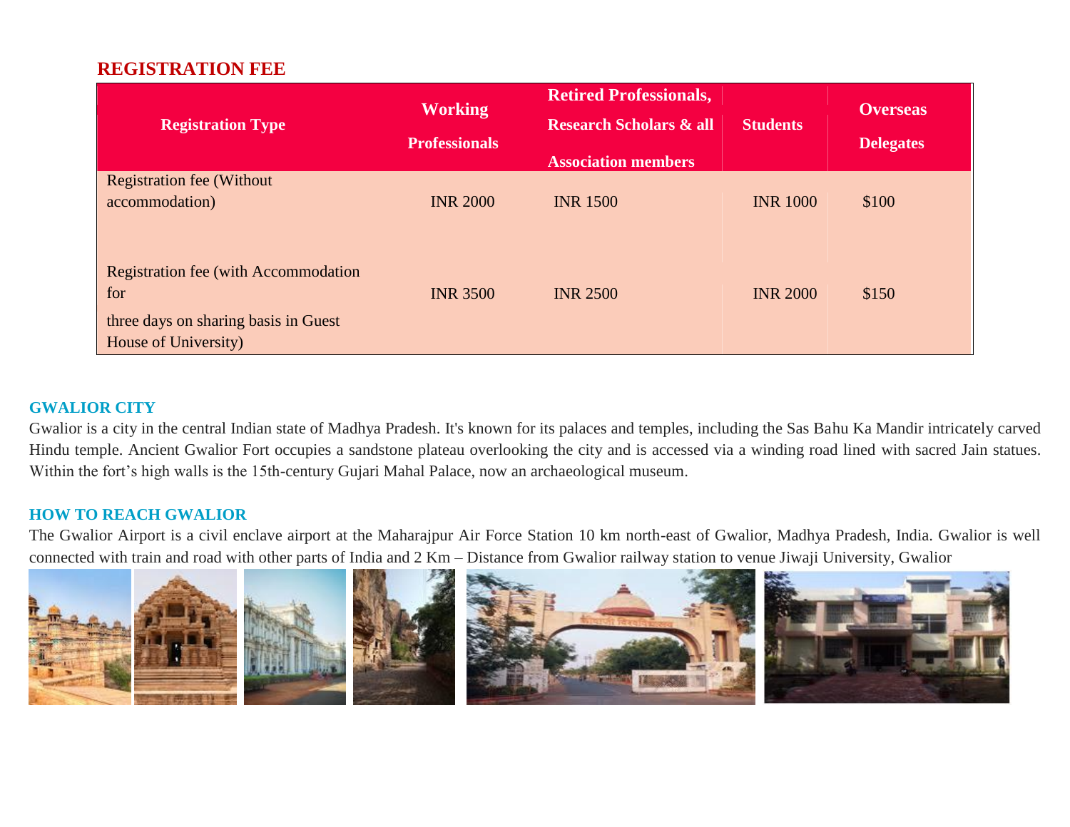## REGISTRATION FEE

| Registration Type | Working Professionals | Retired Professionals, Research Scholars & all Association members | Students | Overseas Delegates |
|---|---|---|---|---|
| Registration fee (Without accommodation) | INR 2000 | INR 1500 | INR 1000 | $100 |
| Registration fee (with Accommodation for three days on sharing basis in Guest House of University) | INR 3500 | INR 2500 | INR 2000 | $150 |

### GWALIOR CITY

Gwalior is a city in the central Indian state of Madhya Pradesh. It's known for its palaces and temples, including the Sas Bahu Ka Mandir intricately carved Hindu temple. Ancient Gwalior Fort occupies a sandstone plateau overlooking the city and is accessed via a winding road lined with sacred Jain statues. Within the fort's high walls is the 15th-century Gujari Mahal Palace, now an archaeological museum.

### HOW TO REACH GWALIOR

The Gwalior Airport is a civil enclave airport at the Maharajpur Air Force Station 10 km north-east of Gwalior, Madhya Pradesh, India. Gwalior is well connected with train and road with other parts of India and 2 Km – Distance from Gwalior railway station to venue Jiwaji University, Gwalior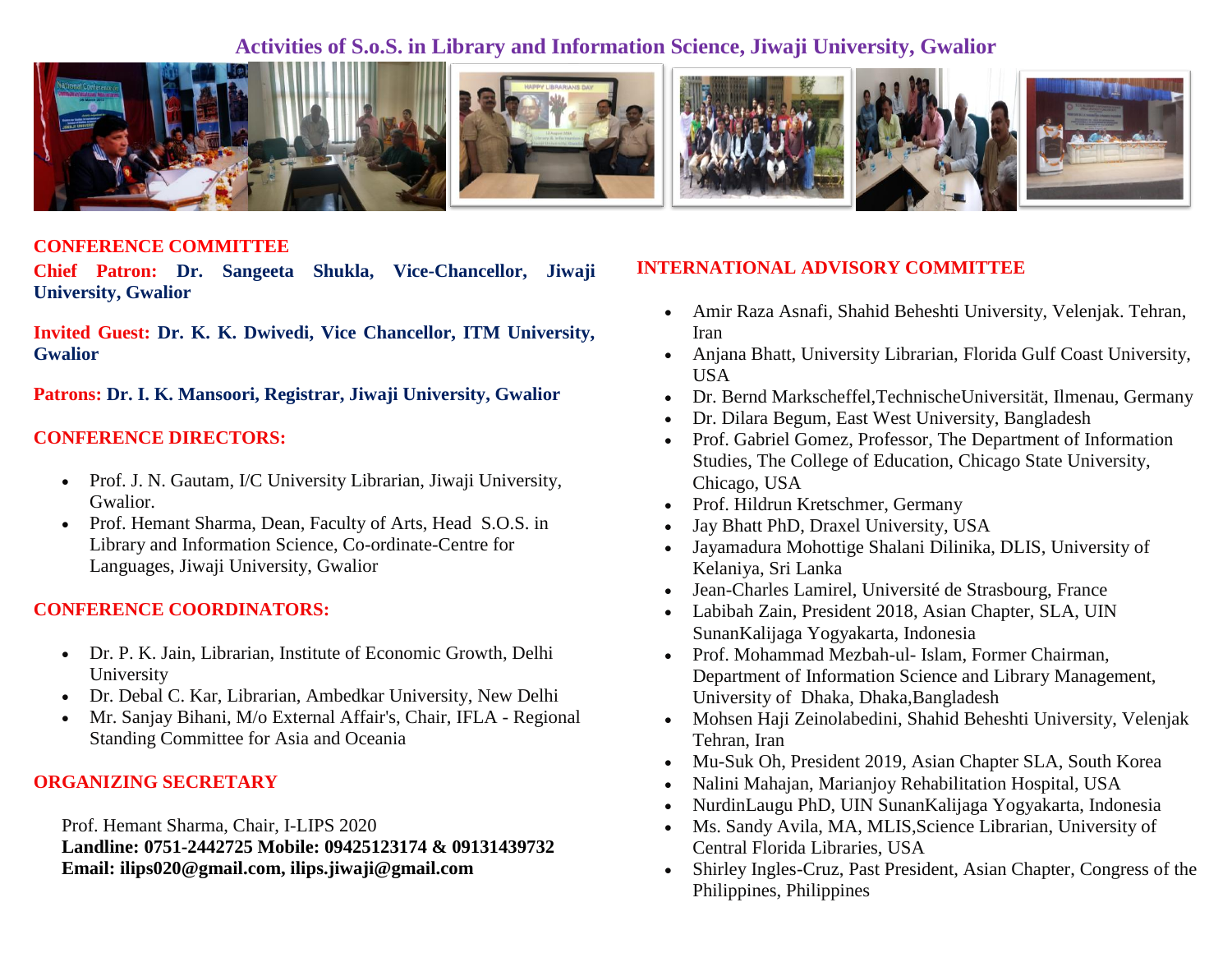# Activities of S.o.S. in Library and Information Science, Jiwaji University, Gwalior

## CONFERENCE COMMITTEE

**Chief Patron: Dr. Sangeeta Shukla, Vice-Chancellor, Jiwaji University, Gwalior**

**Invited Guest: Dr. K. K. Dwivedi, Vice Chancellor, ITM University, Gwalior**

**Patrons: Dr. I. K. Mansoori, Registrar, Jiwaji University, Gwalior**

## CONFERENCE DIRECTORS:

- Prof. J. N. Gautam, I/C University Librarian, Jiwaji University, Gwalior.
- Prof. Hemant Sharma, Dean, Faculty of Arts, Head S.O.S. in Library and Information Science, Co-ordinate-Centre for Languages, Jiwaji University, Gwalior

## CONFERENCE COORDINATORS:

- Dr. P. K. Jain, Librarian, Institute of Economic Growth, Delhi University
- Dr. Debal C. Kar, Librarian, Ambedkar University, New Delhi
- Mr. Sanjay Bihani, M/o External Affair's, Chair, IFLA - Regional Standing Committee for Asia and Oceania

## ORGANIZING SECRETARY

Prof. Hemant Sharma, Chair, I-LIPS 2020
**Landline: 0751-2442725 Mobile: 09425123174 & 09131439732**
**Email: ilips020@gmail.com, ilips.jiwaji@gmail.com**

## INTERNATIONAL ADVISORY COMMITTEE

- Amir Raza Asnafi, Shahid Beheshti University, Velenjak. Tehran, Iran
- Anjana Bhatt, University Librarian, Florida Gulf Coast University, USA
- Dr. Bernd Markscheffel,TechnischeUniversität, Ilmenau, Germany
- Dr. Dilara Begum, East West University, Bangladesh
- Prof. Gabriel Gomez, Professor, The Department of Information Studies, The College of Education, Chicago State University, Chicago, USA
- Prof. Hildrun Kretschmer, Germany
- Jay Bhatt PhD, Draxel University, USA
- Jayamadura Mohottige Shalani Dilinika, DLIS, University of Kelaniya, Sri Lanka
- Jean-Charles Lamirel, Université de Strasbourg, France
- Labibah Zain, President 2018, Asian Chapter, SLA, UIN SunanKalijaga Yogyakarta, Indonesia
- Prof. Mohammad Mezbah-ul- Islam, Former Chairman, Department of Information Science and Library Management, University of Dhaka, Dhaka,Bangladesh
- Mohsen Haji Zeinolabedini, Shahid Beheshti University, Velenjak Tehran, Iran
- Mu-Suk Oh, President 2019, Asian Chapter SLA, South Korea
- Nalini Mahajan, Marianjoy Rehabilitation Hospital, USA
- NurdinLaugu PhD, UIN SunanKalijaga Yogyakarta, Indonesia
- Ms. Sandy Avila, MA, MLIS,Science Librarian, University of Central Florida Libraries, USA
- Shirley Ingles-Cruz, Past President, Asian Chapter, Congress of the Philippines, Philippines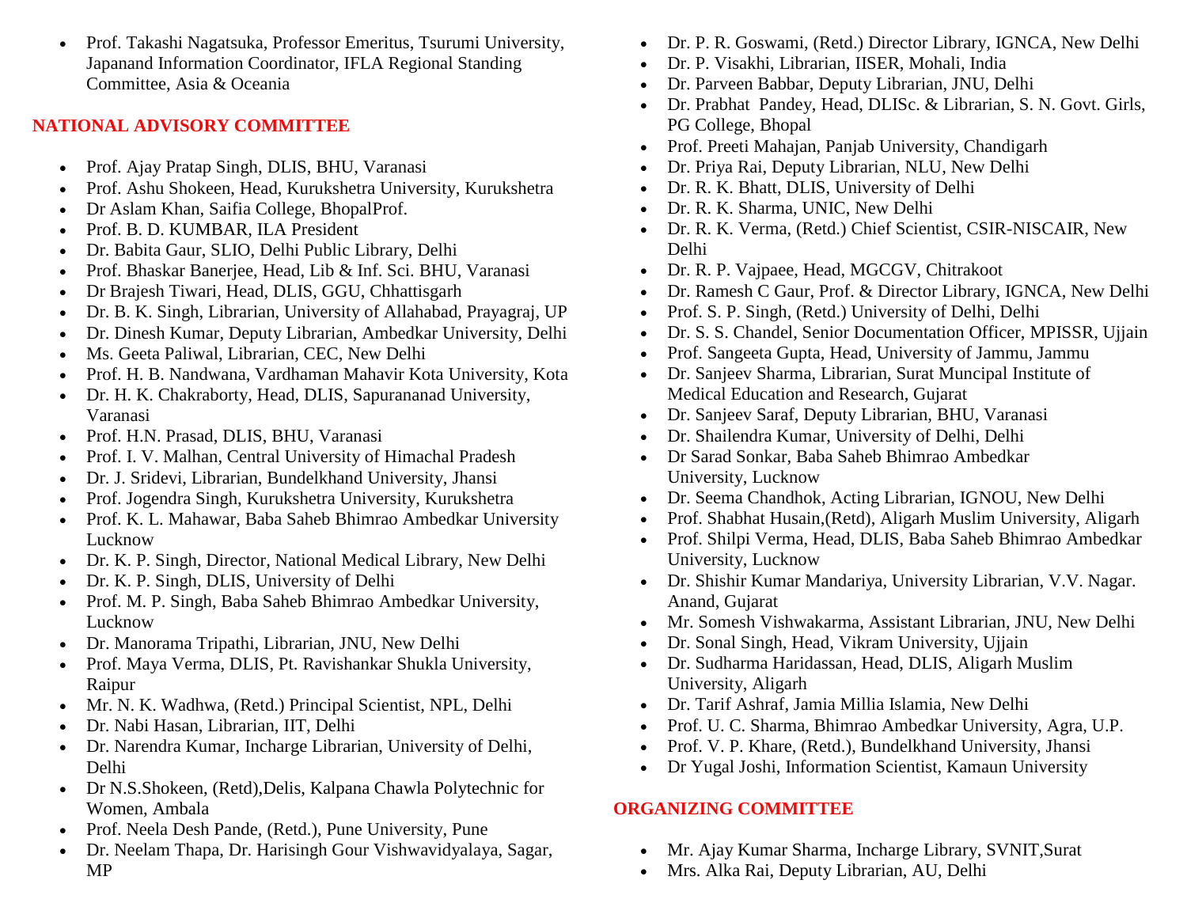- Prof. Takashi Nagatsuka, Professor Emeritus, Tsurumi University, Japanand Information Coordinator, IFLA Regional Standing Committee, Asia & Oceania

## NATIONAL ADVISORY COMMITTEE

- Prof. Ajay Pratap Singh, DLIS, BHU, Varanasi
- Prof. Ashu Shokeen, Head, Kurukshetra University, Kurukshetra
- Dr Aslam Khan, Saifia College, BhopalProf.
- Prof. B. D. KUMBAR, ILA President
- Dr. Babita Gaur, SLIO, Delhi Public Library, Delhi
- Prof. Bhaskar Banerjee, Head, Lib & Inf. Sci. BHU, Varanasi
- Dr Brajesh Tiwari, Head, DLIS, GGU, Chhattisgarh
- Dr. B. K. Singh, Librarian, University of Allahabad, Prayagraj, UP
- Dr. Dinesh Kumar, Deputy Librarian, Ambedkar University, Delhi
- Ms. Geeta Paliwal, Librarian, CEC, New Delhi
- Prof. H. B. Nandwana, Vardhaman Mahavir Kota University, Kota
- Dr. H. K. Chakraborty, Head, DLIS, Sapurananad University, Varanasi
- Prof. H.N. Prasad, DLIS, BHU, Varanasi
- Prof. I. V. Malhan, Central University of Himachal Pradesh
- Dr. J. Sridevi, Librarian, Bundelkhand University, Jhansi
- Prof. Jogendra Singh, Kurukshetra University, Kurukshetra
- Prof. K. L. Mahawar, Baba Saheb Bhimrao Ambedkar University Lucknow
- Dr. K. P. Singh, Director, National Medical Library, New Delhi
- Dr. K. P. Singh, DLIS, University of Delhi
- Prof. M. P. Singh, Baba Saheb Bhimrao Ambedkar University, Lucknow
- Dr. Manorama Tripathi, Librarian, JNU, New Delhi
- Prof. Maya Verma, DLIS, Pt. Ravishankar Shukla University, Raipur
- Mr. N. K. Wadhwa, (Retd.) Principal Scientist, NPL, Delhi
- Dr. Nabi Hasan, Librarian, IIT, Delhi
- Dr. Narendra Kumar, Incharge Librarian, University of Delhi, Delhi
- Dr N.S.Shokeen, (Retd),Delis, Kalpana Chawla Polytechnic for Women, Ambala
- Prof. Neela Desh Pande, (Retd.), Pune University, Pune
- Dr. Neelam Thapa, Dr. Harisingh Gour Vishwavidyalaya, Sagar, MP
- Dr. P. R. Goswami, (Retd.) Director Library, IGNCA, New Delhi
- Dr. P. Visakhi, Librarian, IISER, Mohali, India
- Dr. Parveen Babbar, Deputy Librarian, JNU, Delhi
- Dr. Prabhat Pandey, Head, DLISc. & Librarian, S. N. Govt. Girls, PG College, Bhopal
- Prof. Preeti Mahajan, Panjab University, Chandigarh
- Dr. Priya Rai, Deputy Librarian, NLU, New Delhi
- Dr. R. K. Bhatt, DLIS, University of Delhi
- Dr. R. K. Sharma, UNIC, New Delhi
- Dr. R. K. Verma, (Retd.) Chief Scientist, CSIR-NISCAIR, New Delhi
- Dr. R. P. Vajpaee, Head, MGCGV, Chitrakoot
- Dr. Ramesh C Gaur, Prof. & Director Library, IGNCA, New Delhi
- Prof. S. P. Singh, (Retd.) University of Delhi, Delhi
- Dr. S. S. Chandel, Senior Documentation Officer, MPISSR, Ujjain
- Prof. Sangeeta Gupta, Head, University of Jammu, Jammu
- Dr. Sanjeev Sharma, Librarian, Surat Muncipal Institute of Medical Education and Research, Gujarat
- Dr. Sanjeev Saraf, Deputy Librarian, BHU, Varanasi
- Dr. Shailendra Kumar, University of Delhi, Delhi
- Dr Sarad Sonkar, Baba Saheb Bhimrao Ambedkar University, Lucknow
- Dr. Seema Chandhok, Acting Librarian, IGNOU, New Delhi
- Prof. Shabhat Husain,(Retd), Aligarh Muslim University, Aligarh
- Prof. Shilpi Verma, Head, DLIS, Baba Saheb Bhimrao Ambedkar University, Lucknow
- Dr. Shishir Kumar Mandariya, University Librarian, V.V. Nagar. Anand, Gujarat
- Mr. Somesh Vishwakarma, Assistant Librarian, JNU, New Delhi
- Dr. Sonal Singh, Head, Vikram University, Ujjain
- Dr. Sudharma Haridassan, Head, DLIS, Aligarh Muslim University, Aligarh
- Dr. Tarif Ashraf, Jamia Millia Islamia, New Delhi
- Prof. U. C. Sharma, Bhimrao Ambedkar University, Agra, U.P.
- Prof. V. P. Khare, (Retd.), Bundelkhand University, Jhansi
- Dr Yugal Joshi, Information Scientist, Kamaun University

## ORGANIZING COMMITTEE

- Mr. Ajay Kumar Sharma, Incharge Library, SVNIT,Surat
- Mrs. Alka Rai, Deputy Librarian, AU, Delhi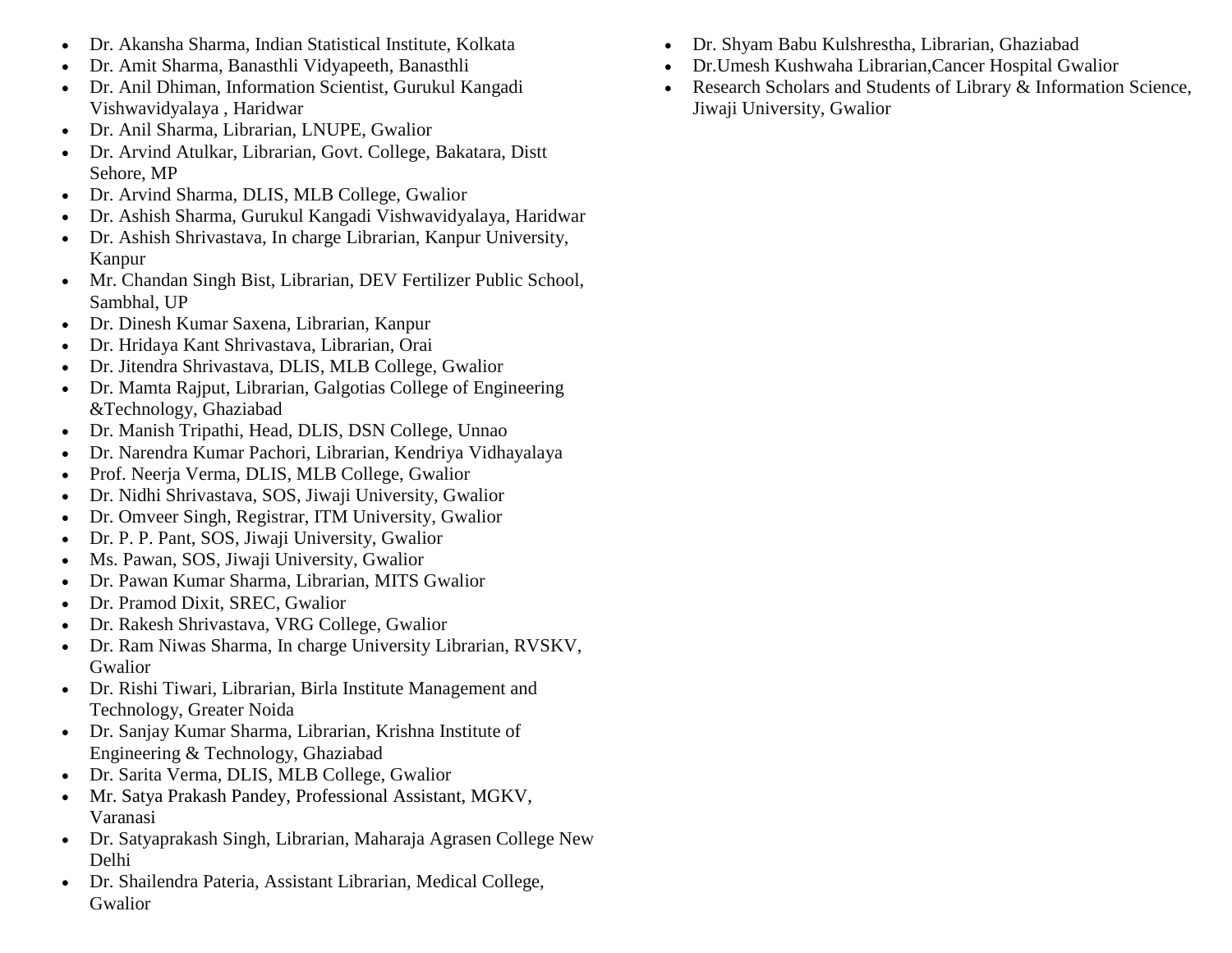- Dr. Akansha Sharma, Indian Statistical Institute, Kolkata
- Dr. Amit Sharma, Banasthli Vidyapeeth, Banasthli
- Dr. Anil Dhiman, Information Scientist, Gurukul Kangadi Vishwavidyalaya , Haridwar
- Dr. Anil Sharma, Librarian, LNUPE, Gwalior
- Dr. Arvind Atulkar, Librarian, Govt. College, Bakatara, Distt Sehore, MP
- Dr. Arvind Sharma, DLIS, MLB College, Gwalior
- Dr. Ashish Sharma, Gurukul Kangadi Vishwavidyalaya, Haridwar
- Dr. Ashish Shrivastava, In charge Librarian, Kanpur University, Kanpur
- Mr. Chandan Singh Bist, Librarian, DEV Fertilizer Public School, Sambhal, UP
- Dr. Dinesh Kumar Saxena, Librarian, Kanpur
- Dr. Hridaya Kant Shrivastava, Librarian, Orai
- Dr. Jitendra Shrivastava, DLIS, MLB College, Gwalior
- Dr. Mamta Rajput, Librarian, Galgotias College of Engineering &Technology, Ghaziabad
- Dr. Manish Tripathi, Head, DLIS, DSN College, Unnao
- Dr. Narendra Kumar Pachori, Librarian, Kendriya Vidhayalaya
- Prof. Neerja Verma, DLIS, MLB College, Gwalior
- Dr. Nidhi Shrivastava, SOS, Jiwaji University, Gwalior
- Dr. Omveer Singh, Registrar, ITM University, Gwalior
- Dr. P. P. Pant, SOS, Jiwaji University, Gwalior
- Ms. Pawan, SOS, Jiwaji University, Gwalior
- Dr. Pawan Kumar Sharma, Librarian, MITS Gwalior
- Dr. Pramod Dixit, SREC, Gwalior
- Dr. Rakesh Shrivastava, VRG College, Gwalior
- Dr. Ram Niwas Sharma, In charge University Librarian, RVSKV, Gwalior
- Dr. Rishi Tiwari, Librarian, Birla Institute Management and Technology, Greater Noida
- Dr. Sanjay Kumar Sharma, Librarian, Krishna Institute of Engineering & Technology, Ghaziabad
- Dr. Sarita Verma, DLIS, MLB College, Gwalior
- Mr. Satya Prakash Pandey, Professional Assistant, MGKV, Varanasi
- Dr. Satyaprakash Singh, Librarian, Maharaja Agrasen College New Delhi
- Dr. Shailendra Pateria, Assistant Librarian, Medical College, Gwalior
- Dr. Shyam Babu Kulshrestha, Librarian, Ghaziabad
- Dr.Umesh Kushwaha Librarian,Cancer Hospital Gwalior
- Research Scholars and Students of Library & Information Science, Jiwaji University, Gwalior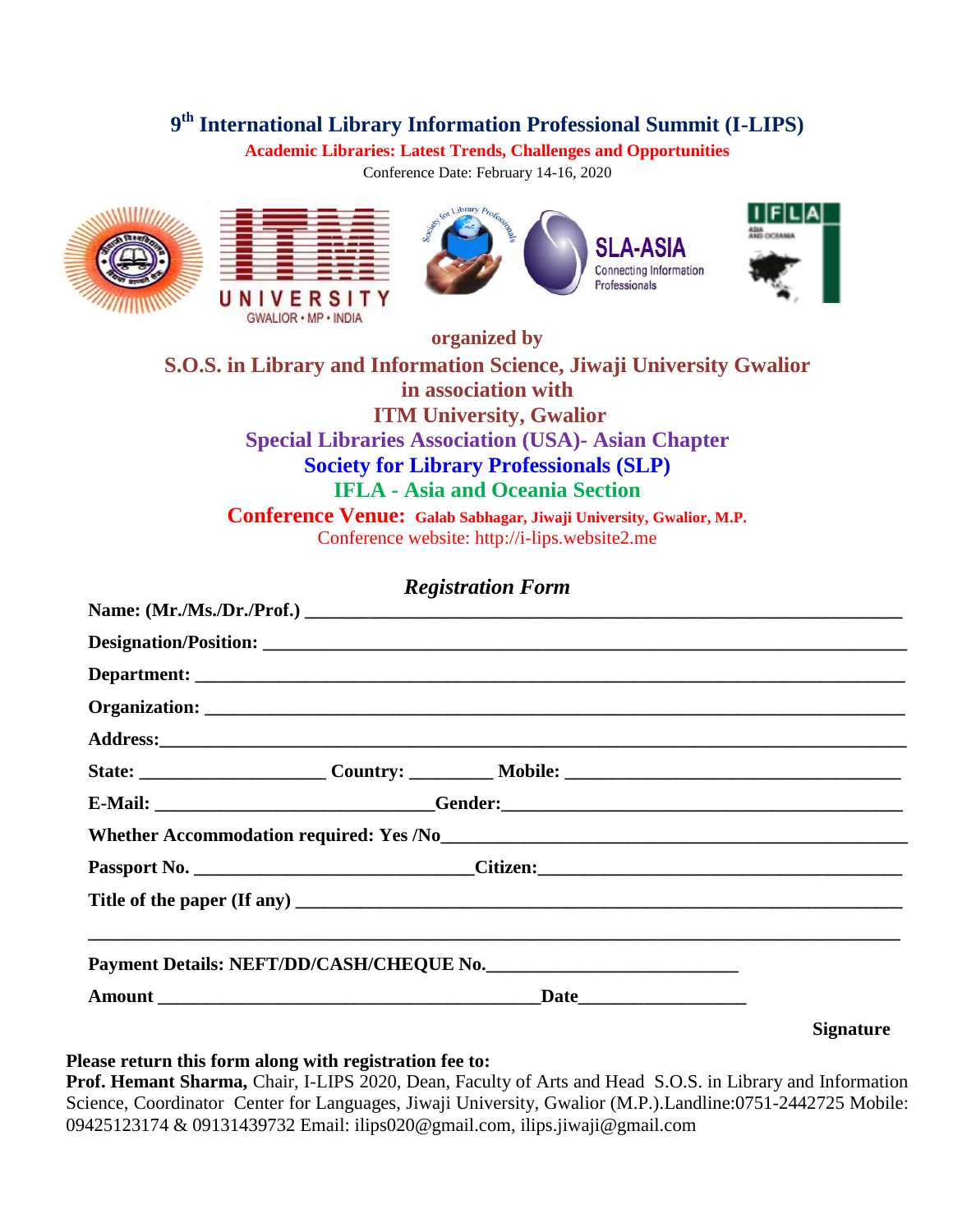# 9th International Library Information Professional Summit (I-LIPS)

**Academic Libraries: Latest Trends, Challenges and Opportunities**

Conference Date: February 14-16, 2020

UNIVERSITY
GWALIOR • MP • INDIA

SLA-ASIA
Connecting Information Professionals

IFLA
ASIA AND OCEANIA

**organized by**

**S.O.S. in Library and Information Science, Jiwaji University Gwalior**

**in association with**

**ITM University, Gwalior**

**Special Libraries Association (USA)- Asian Chapter**

**Society for Library Professionals (SLP)**

**IFLA - Asia and Oceania Section**

**Conference Venue: Galab Sabhagar, Jiwaji University, Gwalior, M.P.**

Conference website: http://i-lips.website2.me

## *Registration Form*

**Name: (Mr./Ms./Dr./Prof.)** ________________________________________________

**Designation/Position:** ________________________________________________

**Department:** ________________________________________________

**Organization:** ________________________________________________

**Address:**________________________________________________

**State:** ___________________ **Country:** _________ **Mobile:** ___________________

**E-Mail:** ___________________________**Gender:**___________________________

**Whether Accommodation required: Yes /No**________________________________

**Passport No.** ___________________________**Citizen:**_________________________

**Title of the paper (If any)** ________________________________________________

________________________________________________________________________

**Payment Details: NEFT/DD/CASH/CHEQUE No.**__________________________

**Amount** ________________________________________**Date**_________________

**Signature**

**Please return this form along with registration fee to:**

**Prof. Hemant Sharma,** Chair, I-LIPS 2020, Dean, Faculty of Arts and Head S.O.S. in Library and Information Science, Coordinator Center for Languages, Jiwaji University, Gwalior (M.P.).Landline:0751-2442725 Mobile: 09425123174 & 09131439732 Email: ilips020@gmail.com, ilips.jiwaji@gmail.com